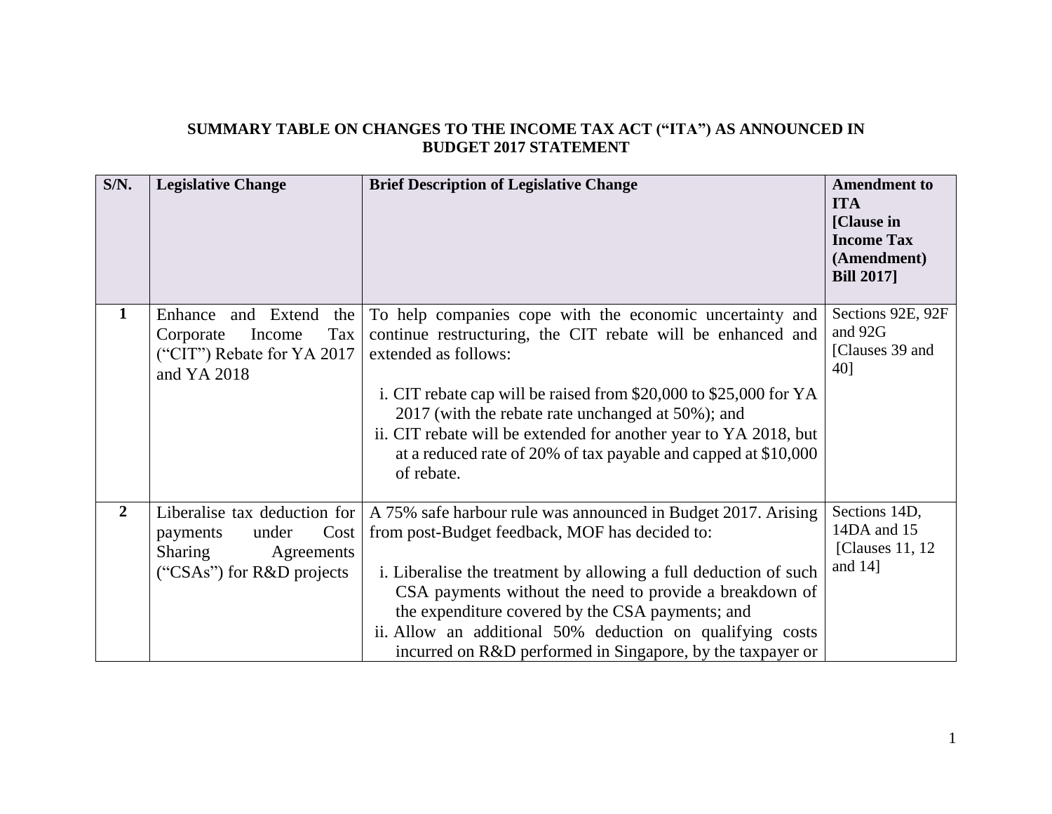**SUMMARY TABLE ON CHANGES TO THE INCOME TAX ACT ("ITA") AS ANNOUNCED IN BUDGET 2017 STATEMENT**

| S/N. | Legislative Change | Brief Description of Legislative Change | Amendment to ITA [Clause in Income Tax (Amendment) Bill 2017] |
|---|---|---|---|
| 1 | Enhance and Extend the Corporate Income Tax ("CIT") Rebate for YA 2017 and YA 2018 | To help companies cope with the economic uncertainty and continue restructuring, the CIT rebate will be enhanced and extended as follows:<br><br>i. CIT rebate cap will be raised from $20,000 to $25,000 for YA 2017 (with the rebate rate unchanged at 50%); and<br>ii. CIT rebate will be extended for another year to YA 2018, but at a reduced rate of 20% of tax payable and capped at $10,000 of rebate. | Sections 92E, 92F and 92G [Clauses 39 and 40] |
| 2 | Liberalise tax deduction for payments under Cost Sharing Agreements ("CSAs") for R&D projects | A 75% safe harbour rule was announced in Budget 2017. Arising from post-Budget feedback, MOF has decided to:<br><br>i. Liberalise the treatment by allowing a full deduction of such CSA payments without the need to provide a breakdown of the expenditure covered by the CSA payments; and<br>ii. Allow an additional 50% deduction on qualifying costs incurred on R&D performed in Singapore, by the taxpayer or | Sections 14D, 14DA and 15 [Clauses 11, 12 and 14] |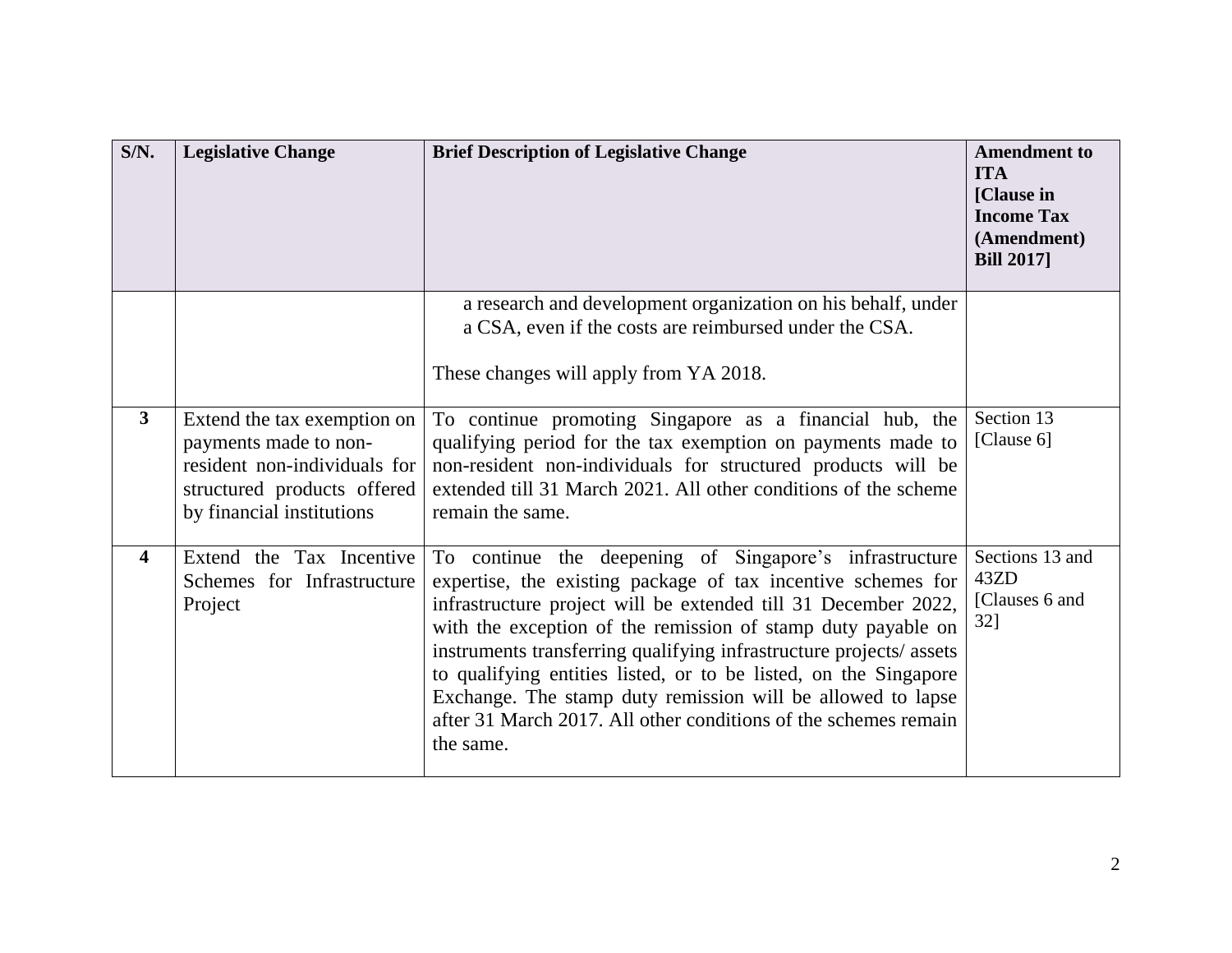| S/N. | Legislative Change | Brief Description of Legislative Change | Amendment to ITA [Clause in Income Tax (Amendment) Bill 2017] |
|---|---|---|---|
| | | a research and development organization on his behalf, under a CSA, even if the costs are reimbursed under the CSA.<br><br>These changes will apply from YA 2018. | |
| **3** | Extend the tax exemption on payments made to non-resident non-individuals for structured products offered by financial institutions | To continue promoting Singapore as a financial hub, the qualifying period for the tax exemption on payments made to non-resident non-individuals for structured products will be extended till 31 March 2021. All other conditions of the scheme remain the same. | Section 13 [Clause 6] |
| **4** | Extend the Tax Incentive Schemes for Infrastructure Project | To continue the deepening of Singapore's infrastructure expertise, the existing package of tax incentive schemes for infrastructure project will be extended till 31 December 2022, with the exception of the remission of stamp duty payable on instruments transferring qualifying infrastructure projects/ assets to qualifying entities listed, or to be listed, on the Singapore Exchange. The stamp duty remission will be allowed to lapse after 31 March 2017. All other conditions of the schemes remain the same. | Sections 13 and 43ZD [Clauses 6 and 32] |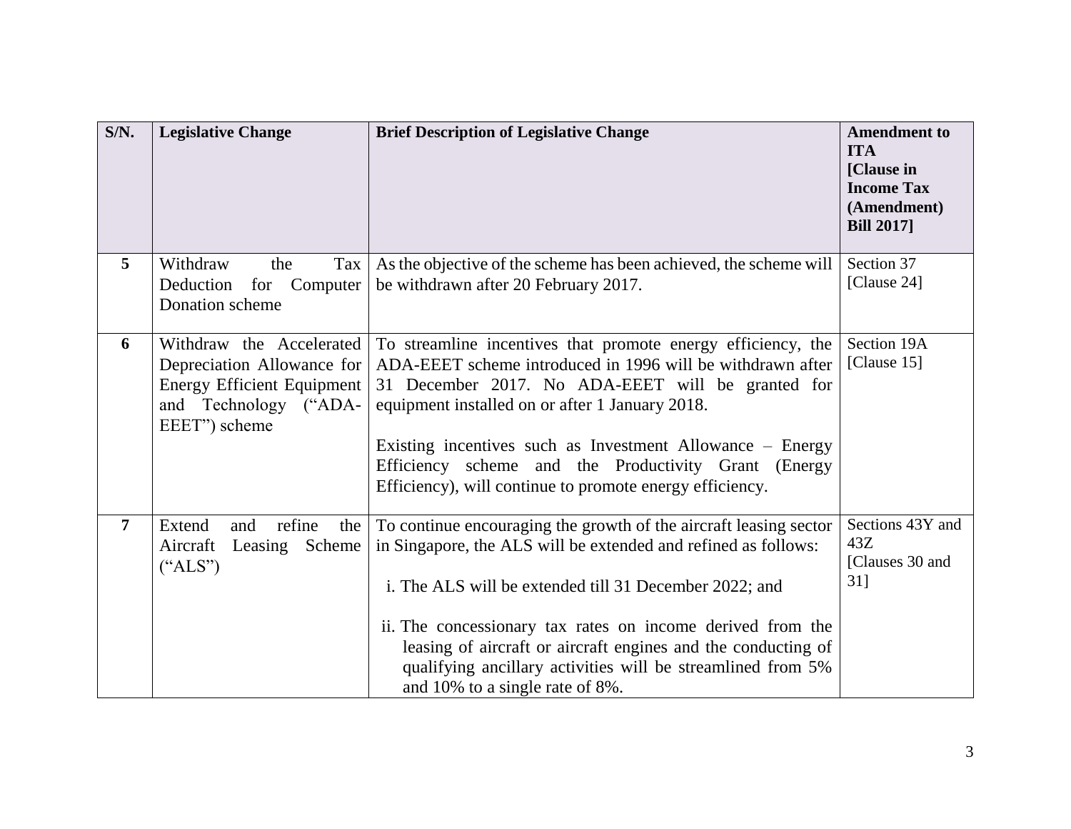| S/N. | Legislative Change | Brief Description of Legislative Change | Amendment to ITA [Clause in Income Tax (Amendment) Bill 2017] |
|---|---|---|---|
| **5** | Withdraw the Tax Deduction for Computer Donation scheme | As the objective of the scheme has been achieved, the scheme will be withdrawn after 20 February 2017. | Section 37 [Clause 24] |
| **6** | Withdraw the Accelerated Depreciation Allowance for Energy Efficient Equipment and Technology ("ADA-EEET") scheme | To streamline incentives that promote energy efficiency, the ADA-EEET scheme introduced in 1996 will be withdrawn after 31 December 2017. No ADA-EEET will be granted for equipment installed on or after 1 January 2018.<br><br>Existing incentives such as Investment Allowance – Energy Efficiency scheme and the Productivity Grant (Energy Efficiency), will continue to promote energy efficiency. | Section 19A [Clause 15] |
| **7** | Extend and refine the Aircraft Leasing Scheme ("ALS") | To continue encouraging the growth of the aircraft leasing sector in Singapore, the ALS will be extended and refined as follows:<br><br>i. The ALS will be extended till 31 December 2022; and<br><br>ii. The concessionary tax rates on income derived from the leasing of aircraft or aircraft engines and the conducting of qualifying ancillary activities will be streamlined from 5% and 10% to a single rate of 8%. | Sections 43Y and 43Z [Clauses 30 and 31] |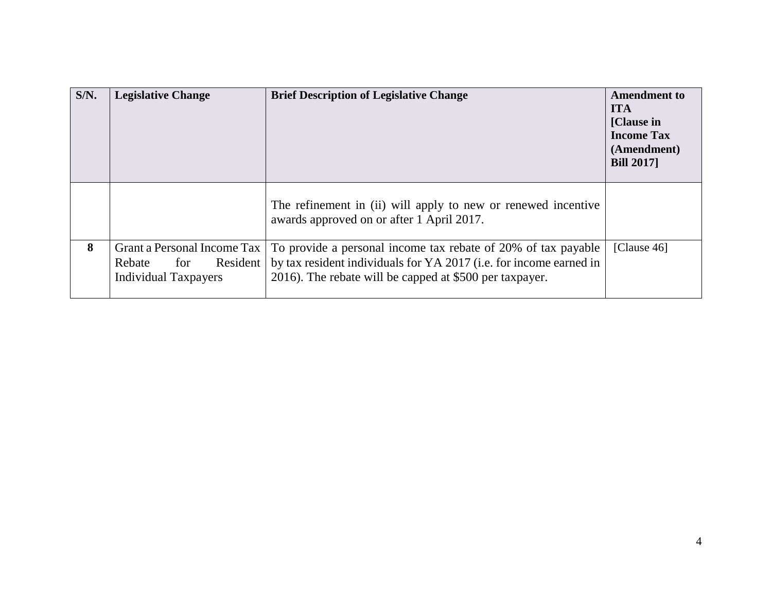| S/N. | Legislative Change | Brief Description of Legislative Change | Amendment to ITA [Clause in Income Tax (Amendment) Bill 2017] |
|---|---|---|---|
| | | The refinement in (ii) will apply to new or renewed incentive awards approved on or after 1 April 2017. | |
| **8** | Grant a Personal Income Tax Rebate for Resident Individual Taxpayers | To provide a personal income tax rebate of 20% of tax payable by tax resident individuals for YA 2017 (i.e. for income earned in 2016). The rebate will be capped at $500 per taxpayer. | [Clause 46] |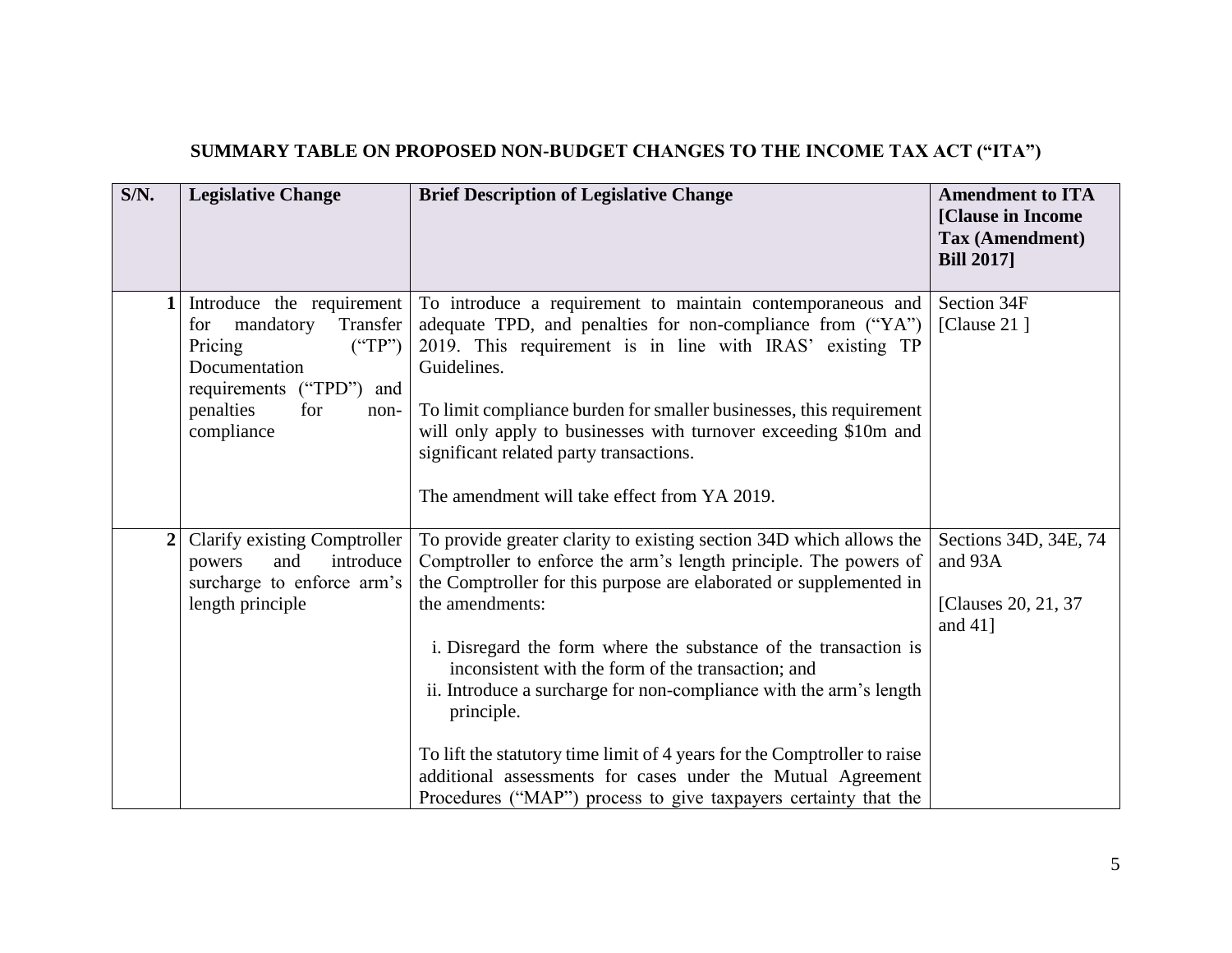## SUMMARY TABLE ON PROPOSED NON-BUDGET CHANGES TO THE INCOME TAX ACT ("ITA")

| S/N. | Legislative Change | Brief Description of Legislative Change | Amendment to ITA [Clause in Income Tax (Amendment) Bill 2017] |
|---|---|---|---|
| 1 | Introduce the requirement for mandatory Transfer Pricing ("TP") Documentation requirements ("TPD") and penalties for non-compliance | To introduce a requirement to maintain contemporaneous and adequate TPD, and penalties for non-compliance from ("YA") 2019. This requirement is in line with IRAS' existing TP Guidelines.<br><br>To limit compliance burden for smaller businesses, this requirement will only apply to businesses with turnover exceeding \$10m and significant related party transactions.<br><br>The amendment will take effect from YA 2019. | Section 34F [Clause 21 ] |
| 2 | Clarify existing Comptroller powers and introduce surcharge to enforce arm's length principle | To provide greater clarity to existing section 34D which allows the Comptroller to enforce the arm's length principle. The powers of the Comptroller for this purpose are elaborated or supplemented in the amendments:<br><br>i. Disregard the form where the substance of the transaction is inconsistent with the form of the transaction; and<br>ii. Introduce a surcharge for non-compliance with the arm's length principle.<br><br>To lift the statutory time limit of 4 years for the Comptroller to raise additional assessments for cases under the Mutual Agreement Procedures ("MAP") process to give taxpayers certainty that the | Sections 34D, 34E, 74 and 93A<br><br>[Clauses 20, 21, 37 and 41] |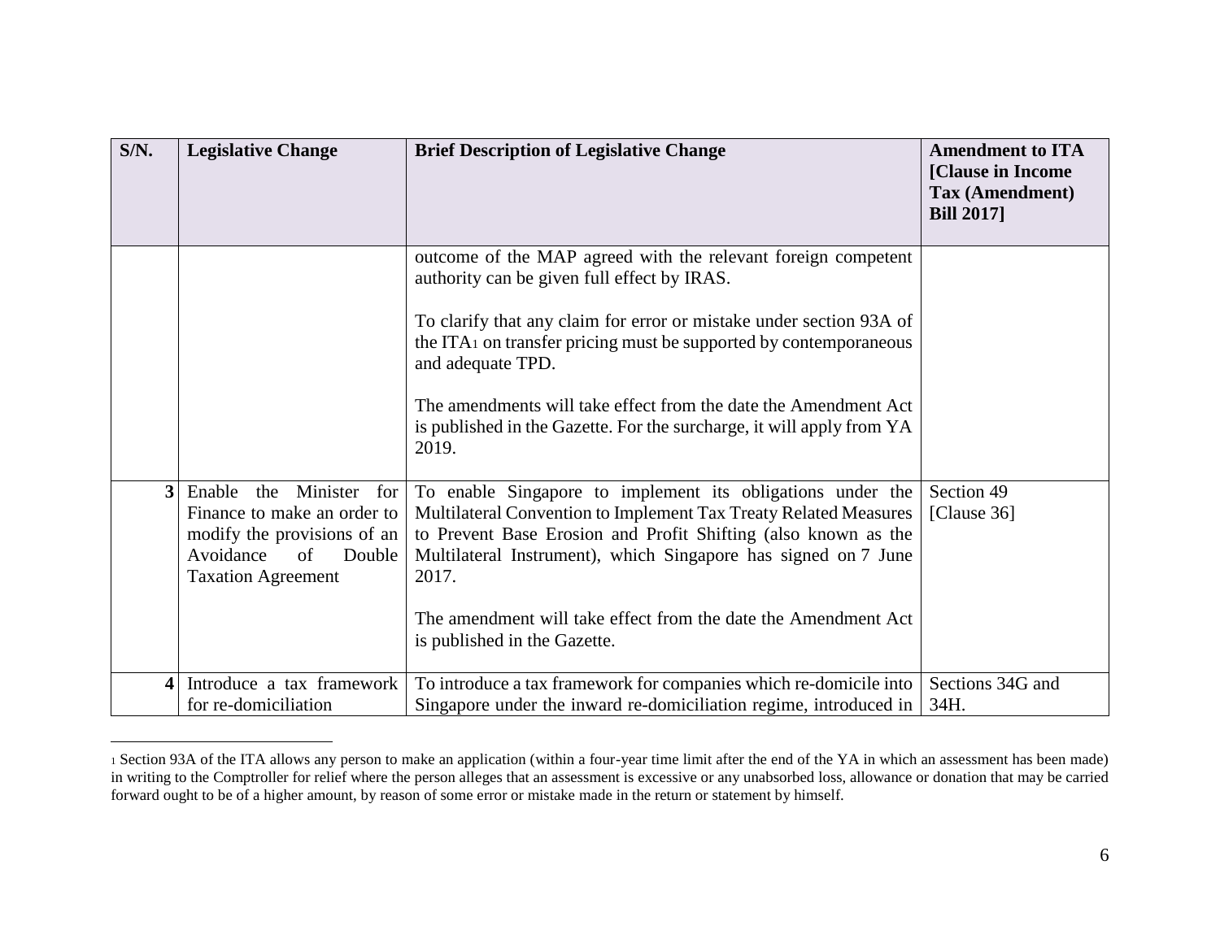| S/N. | Legislative Change | Brief Description of Legislative Change | Amendment to ITA [Clause in Income Tax (Amendment) Bill 2017] |
|---|---|---|---|
| | | outcome of the MAP agreed with the relevant foreign competent authority can be given full effect by IRAS.<br><br>To clarify that any claim for error or mistake under section 93A of the ITA[1] on transfer pricing must be supported by contemporaneous and adequate TPD.<br><br>The amendments will take effect from the date the Amendment Act is published in the Gazette. For the surcharge, it will apply from YA 2019. | |
| 3 | Enable the Minister for Finance to make an order to modify the provisions of an Avoidance of Double Taxation Agreement | To enable Singapore to implement its obligations under the Multilateral Convention to Implement Tax Treaty Related Measures to Prevent Base Erosion and Profit Shifting (also known as the Multilateral Instrument), which Singapore has signed on 7 June 2017.<br><br>The amendment will take effect from the date the Amendment Act is published in the Gazette. | Section 49 [Clause 36] |
| 4 | Introduce a tax framework for re-domiciliation | To introduce a tax framework for companies which re-domicile into Singapore under the inward re-domiciliation regime, introduced in | Sections 34G and 34H. |

[1] Section 93A of the ITA allows any person to make an application (within a four-year time limit after the end of the YA in which an assessment has been made) in writing to the Comptroller for relief where the person alleges that an assessment is excessive or any unabsorbed loss, allowance or donation that may be carried forward ought to be of a higher amount, by reason of some error or mistake made in the return or statement by himself.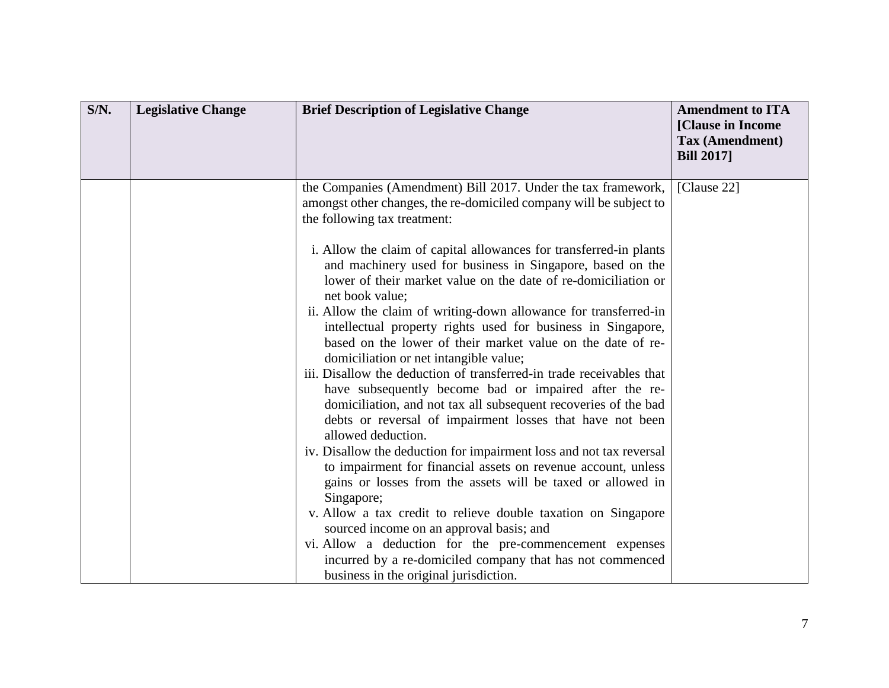| S/N. | Legislative Change | Brief Description of Legislative Change | Amendment to ITA [Clause in Income Tax (Amendment) Bill 2017] |
|---|---|---|---|
| | | the Companies (Amendment) Bill 2017. Under the tax framework, amongst other changes, the re-domiciled company will be subject to the following tax treatment:<br><br>i. Allow the claim of capital allowances for transferred-in plants and machinery used for business in Singapore, based on the lower of their market value on the date of re-domiciliation or net book value;<br>ii. Allow the claim of writing-down allowance for transferred-in intellectual property rights used for business in Singapore, based on the lower of their market value on the date of re-domiciliation or net intangible value;<br>iii. Disallow the deduction of transferred-in trade receivables that have subsequently become bad or impaired after the re-domiciliation, and not tax all subsequent recoveries of the bad debts or reversal of impairment losses that have not been allowed deduction.<br>iv. Disallow the deduction for impairment loss and not tax reversal to impairment for financial assets on revenue account, unless gains or losses from the assets will be taxed or allowed in Singapore;<br>v. Allow a tax credit to relieve double taxation on Singapore sourced income on an approval basis; and<br>vi. Allow a deduction for the pre-commencement expenses incurred by a re-domiciled company that has not commenced business in the original jurisdiction. | [Clause 22] |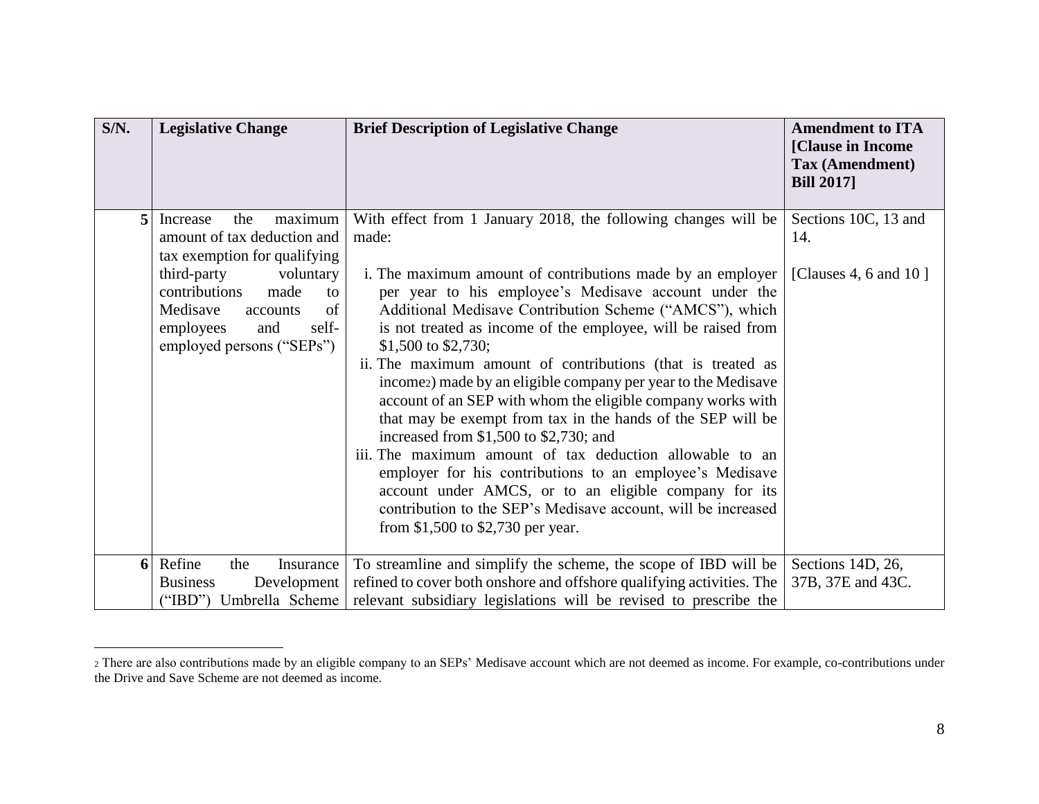| S/N. | Legislative Change | Brief Description of Legislative Change | Amendment to ITA [Clause in Income Tax (Amendment) Bill 2017] |
|---|---|---|---|
| 5 | Increase the maximum amount of tax deduction and tax exemption for qualifying third-party voluntary contributions made to Medisave accounts of employees and self-employed persons ("SEPs") | With effect from 1 January 2018, the following changes will be made:<br><br>i. The maximum amount of contributions made by an employer per year to his employee's Medisave account under the Additional Medisave Contribution Scheme ("AMCS"), which is not treated as income of the employee, will be raised from $1,500 to $2,730;<br>ii. The maximum amount of contributions (that is treated as income[2]) made by an eligible company per year to the Medisave account of an SEP with whom the eligible company works with that may be exempt from tax in the hands of the SEP will be increased from $1,500 to $2,730; and<br>iii. The maximum amount of tax deduction allowable to an employer for his contributions to an employee's Medisave account under AMCS, or to an eligible company for its contribution to the SEP's Medisave account, will be increased from $1,500 to $2,730 per year. | Sections 10C, 13 and 14.<br><br>[Clauses 4, 6 and 10 ] |
| 6 | Refine the Insurance Business Development ("IBD") Umbrella Scheme | To streamline and simplify the scheme, the scope of IBD will be refined to cover both onshore and offshore qualifying activities. The relevant subsidiary legislations will be revised to prescribe the | Sections 14D, 26, 37B, 37E and 43C. |

[2] There are also contributions made by an eligible company to an SEPs' Medisave account which are not deemed as income. For example, co-contributions under the Drive and Save Scheme are not deemed as income.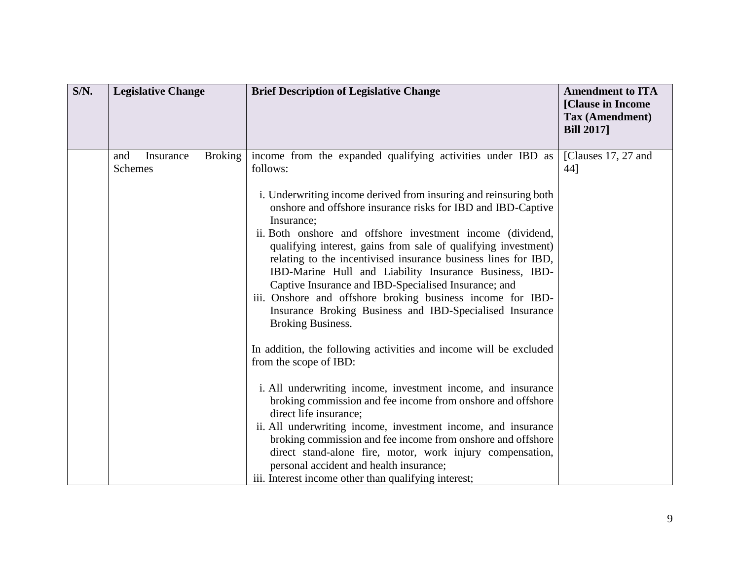| S/N. | Legislative Change | Brief Description of Legislative Change | Amendment to ITA [Clause in Income Tax (Amendment) Bill 2017] |
|---|---|---|---|
| | and Insurance Broking Schemes | income from the expanded qualifying activities under IBD as follows:<br><br>i. Underwriting income derived from insuring and reinsuring both onshore and offshore insurance risks for IBD and IBD-Captive Insurance;<br>ii. Both onshore and offshore investment income (dividend, qualifying interest, gains from sale of qualifying investment) relating to the incentivised insurance business lines for IBD, IBD-Marine Hull and Liability Insurance Business, IBD-Captive Insurance and IBD-Specialised Insurance; and<br>iii. Onshore and offshore broking business income for IBD-Insurance Broking Business and IBD-Specialised Insurance Broking Business.<br><br>In addition, the following activities and income will be excluded from the scope of IBD:<br><br>i. All underwriting income, investment income, and insurance broking commission and fee income from onshore and offshore direct life insurance;<br>ii. All underwriting income, investment income, and insurance broking commission and fee income from onshore and offshore direct stand-alone fire, motor, work injury compensation, personal accident and health insurance;<br>iii. Interest income other than qualifying interest; | [Clauses 17, 27 and 44] |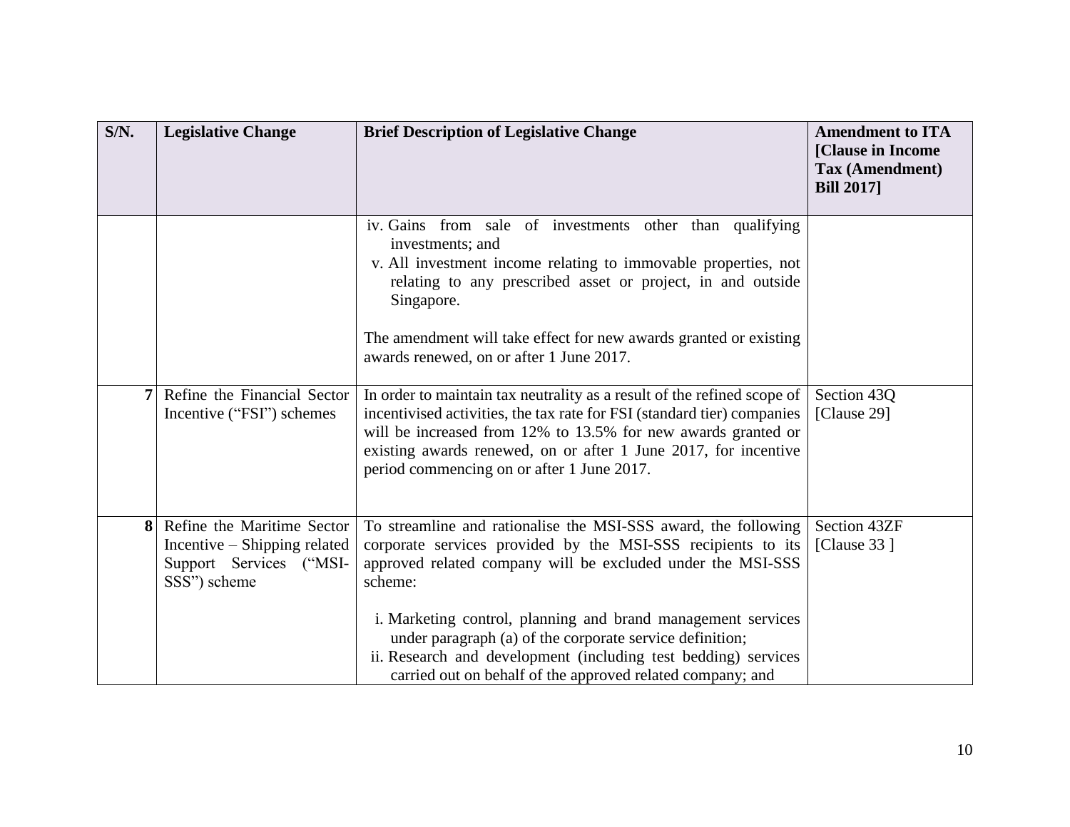| S/N. | Legislative Change | Brief Description of Legislative Change | Amendment to ITA [Clause in Income Tax (Amendment) Bill 2017] |
|---|---|---|---|
| | | iv. Gains from sale of investments other than qualifying investments; and<br>v. All investment income relating to immovable properties, not relating to any prescribed asset or project, in and outside Singapore.<br><br>The amendment will take effect for new awards granted or existing awards renewed, on or after 1 June 2017. | |
| 7 | Refine the Financial Sector Incentive ("FSI") schemes | In order to maintain tax neutrality as a result of the refined scope of incentivised activities, the tax rate for FSI (standard tier) companies will be increased from 12% to 13.5% for new awards granted or existing awards renewed, on or after 1 June 2017, for incentive period commencing on or after 1 June 2017. | Section 43Q [Clause 29] |
| 8 | Refine the Maritime Sector Incentive – Shipping related Support Services ("MSI-SSS") scheme | To streamline and rationalise the MSI-SSS award, the following corporate services provided by the MSI-SSS recipients to its approved related company will be excluded under the MSI-SSS scheme:<br><br>i. Marketing control, planning and brand management services under paragraph (a) of the corporate service definition;<br>ii. Research and development (including test bedding) services carried out on behalf of the approved related company; and | Section 43ZF [Clause 33 ] |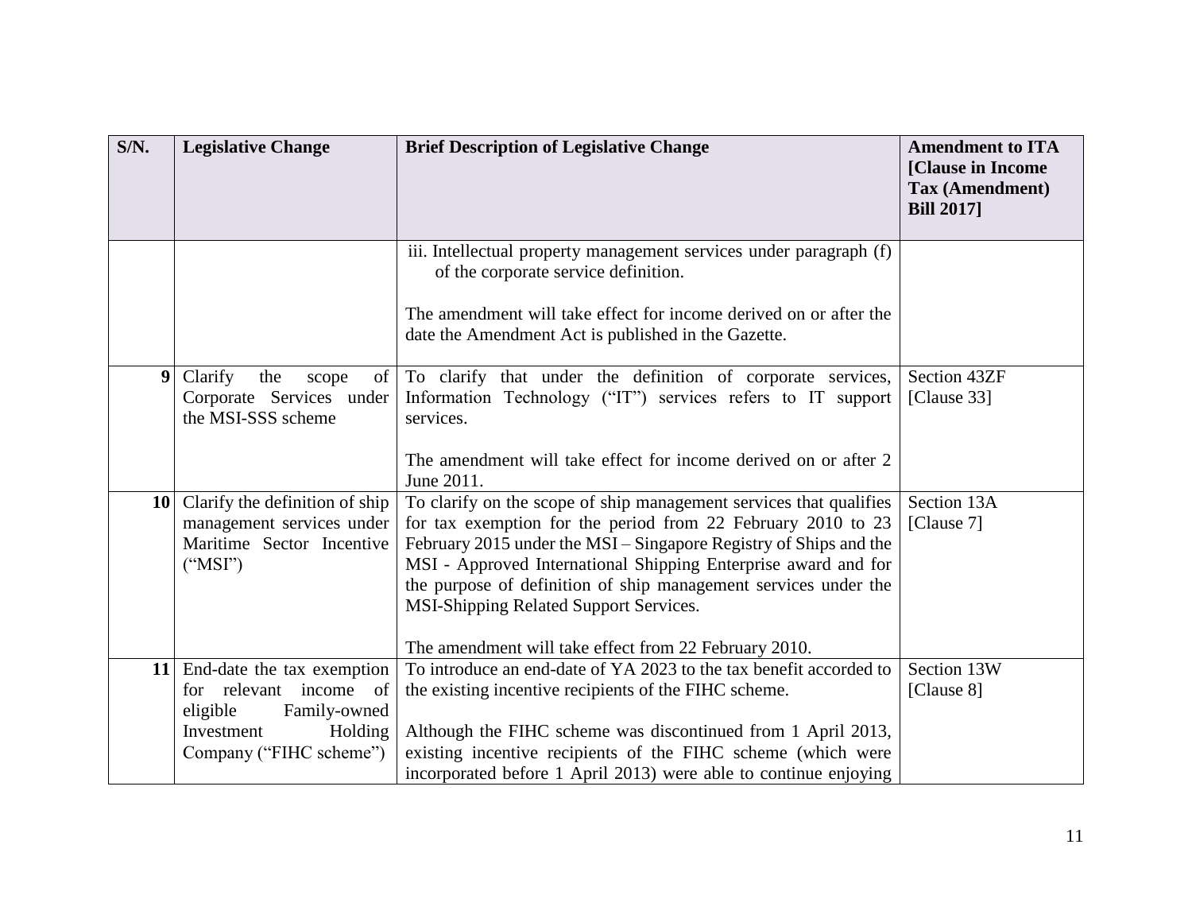| S/N. | Legislative Change | Brief Description of Legislative Change | Amendment to ITA [Clause in Income Tax (Amendment) Bill 2017] |
|---|---|---|---|
| | | iii. Intellectual property management services under paragraph (f) of the corporate service definition.<br><br>The amendment will take effect for income derived on or after the date the Amendment Act is published in the Gazette. | |
| **9** | Clarify the scope of Corporate Services under the MSI-SSS scheme | To clarify that under the definition of corporate services, Information Technology ("IT") services refers to IT support services.<br><br>The amendment will take effect for income derived on or after 2 June 2011. | Section 43ZF [Clause 33] |
| **10** | Clarify the definition of ship management services under Maritime Sector Incentive ("MSI") | To clarify on the scope of ship management services that qualifies for tax exemption for the period from 22 February 2010 to 23 February 2015 under the MSI – Singapore Registry of Ships and the MSI - Approved International Shipping Enterprise award and for the purpose of definition of ship management services under the MSI-Shipping Related Support Services.<br><br>The amendment will take effect from 22 February 2010. | Section 13A [Clause 7] |
| **11** | End-date the tax exemption for relevant income of eligible Family-owned Investment Holding Company ("FIHC scheme") | To introduce an end-date of YA 2023 to the tax benefit accorded to the existing incentive recipients of the FIHC scheme.<br><br>Although the FIHC scheme was discontinued from 1 April 2013, existing incentive recipients of the FIHC scheme (which were incorporated before 1 April 2013) were able to continue enjoying | Section 13W [Clause 8] |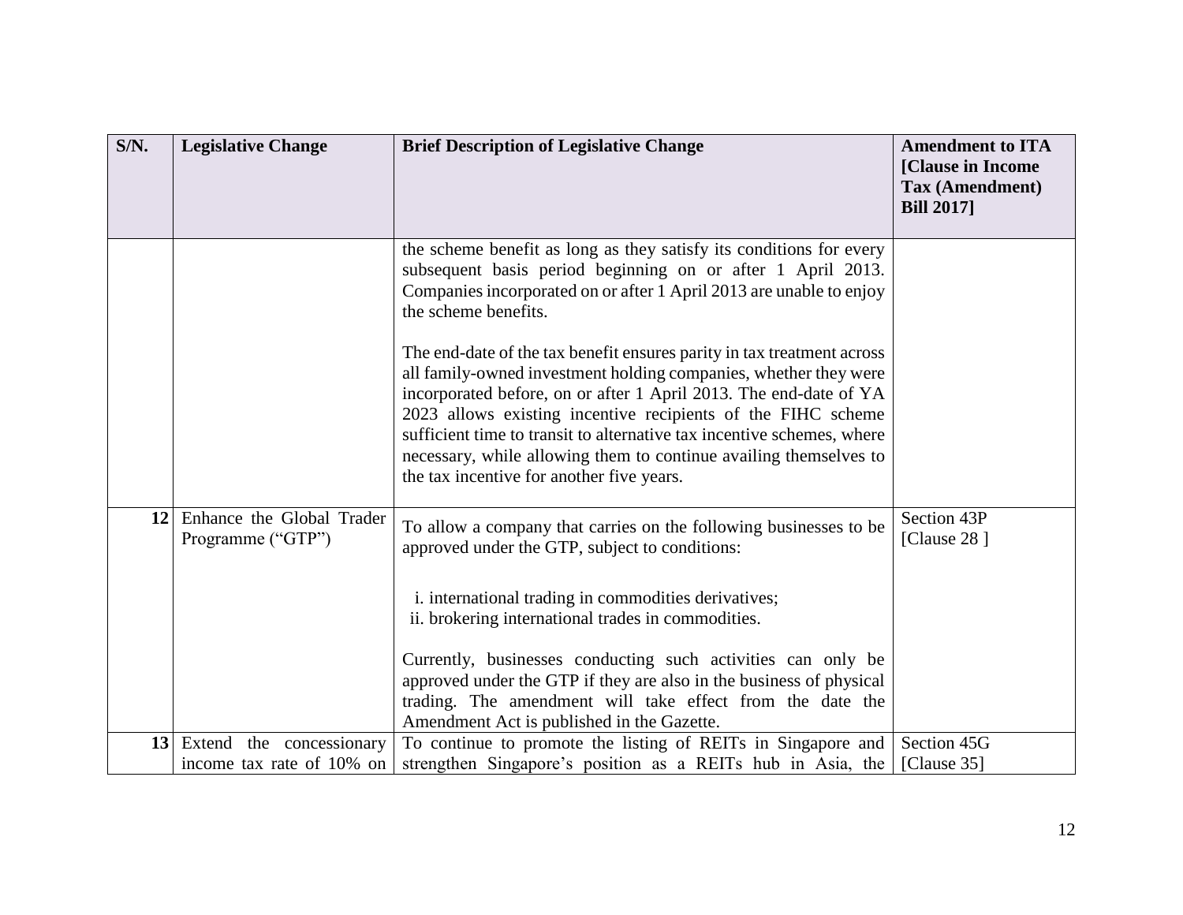| S/N. | Legislative Change | Brief Description of Legislative Change | Amendment to ITA [Clause in Income Tax (Amendment) Bill 2017] |
|---|---|---|---|
| | | the scheme benefit as long as they satisfy its conditions for every subsequent basis period beginning on or after 1 April 2013. Companies incorporated on or after 1 April 2013 are unable to enjoy the scheme benefits.<br><br>The end-date of the tax benefit ensures parity in tax treatment across all family-owned investment holding companies, whether they were incorporated before, on or after 1 April 2013. The end-date of YA 2023 allows existing incentive recipients of the FIHC scheme sufficient time to transit to alternative tax incentive schemes, where necessary, while allowing them to continue availing themselves to the tax incentive for another five years. | |
| 12 | Enhance the Global Trader Programme ("GTP") | To allow a company that carries on the following businesses to be approved under the GTP, subject to conditions:<br><br>i. international trading in commodities derivatives;<br>ii. brokering international trades in commodities.<br><br>Currently, businesses conducting such activities can only be approved under the GTP if they are also in the business of physical trading. The amendment will take effect from the date the Amendment Act is published in the Gazette. | Section 43P [Clause 28 ] |
| 13 | Extend the concessionary income tax rate of 10% on | To continue to promote the listing of REITs in Singapore and strengthen Singapore's position as a REITs hub in Asia, the | Section 45G [Clause 35] |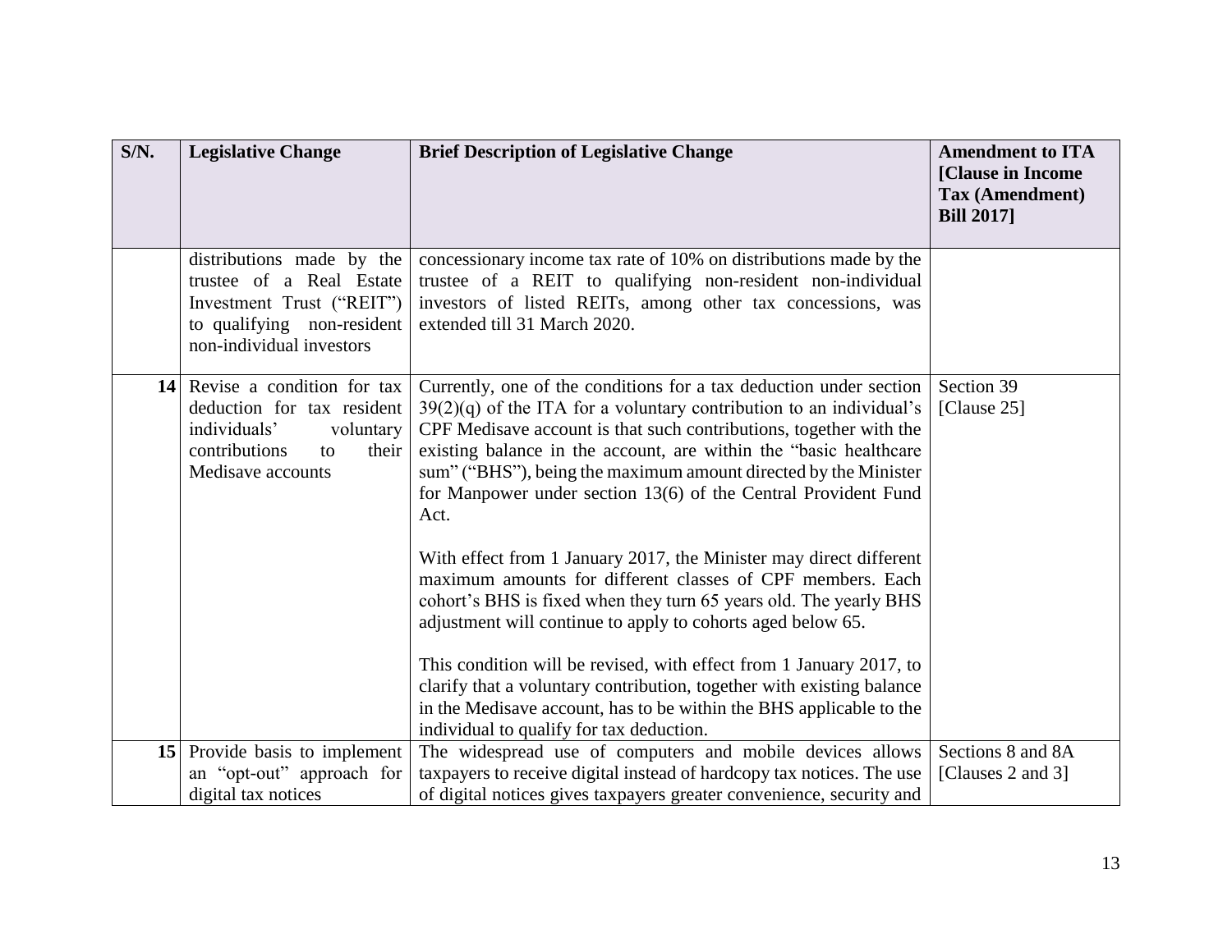| S/N. | Legislative Change | Brief Description of Legislative Change | Amendment to ITA [Clause in Income Tax (Amendment) Bill 2017] |
|---|---|---|---|
| | distributions made by the trustee of a Real Estate Investment Trust ("REIT") to qualifying non-resident non-individual investors | concessionary income tax rate of 10% on distributions made by the trustee of a REIT to qualifying non-resident non-individual investors of listed REITs, among other tax concessions, was extended till 31 March 2020. | |
| **14** | Revise a condition for tax deduction for tax resident individuals' voluntary contributions to their Medisave accounts | Currently, one of the conditions for a tax deduction under section 39(2)(q) of the ITA for a voluntary contribution to an individual's CPF Medisave account is that such contributions, together with the existing balance in the account, are within the "basic healthcare sum" ("BHS"), being the maximum amount directed by the Minister for Manpower under section 13(6) of the Central Provident Fund Act.<br><br>With effect from 1 January 2017, the Minister may direct different maximum amounts for different classes of CPF members. Each cohort's BHS is fixed when they turn 65 years old. The yearly BHS adjustment will continue to apply to cohorts aged below 65.<br><br>This condition will be revised, with effect from 1 January 2017, to clarify that a voluntary contribution, together with existing balance in the Medisave account, has to be within the BHS applicable to the individual to qualify for tax deduction. | Section 39 [Clause 25] |
| **15** | Provide basis to implement an "opt-out" approach for digital tax notices | The widespread use of computers and mobile devices allows taxpayers to receive digital instead of hardcopy tax notices. The use of digital notices gives taxpayers greater convenience, security and | Sections 8 and 8A [Clauses 2 and 3] |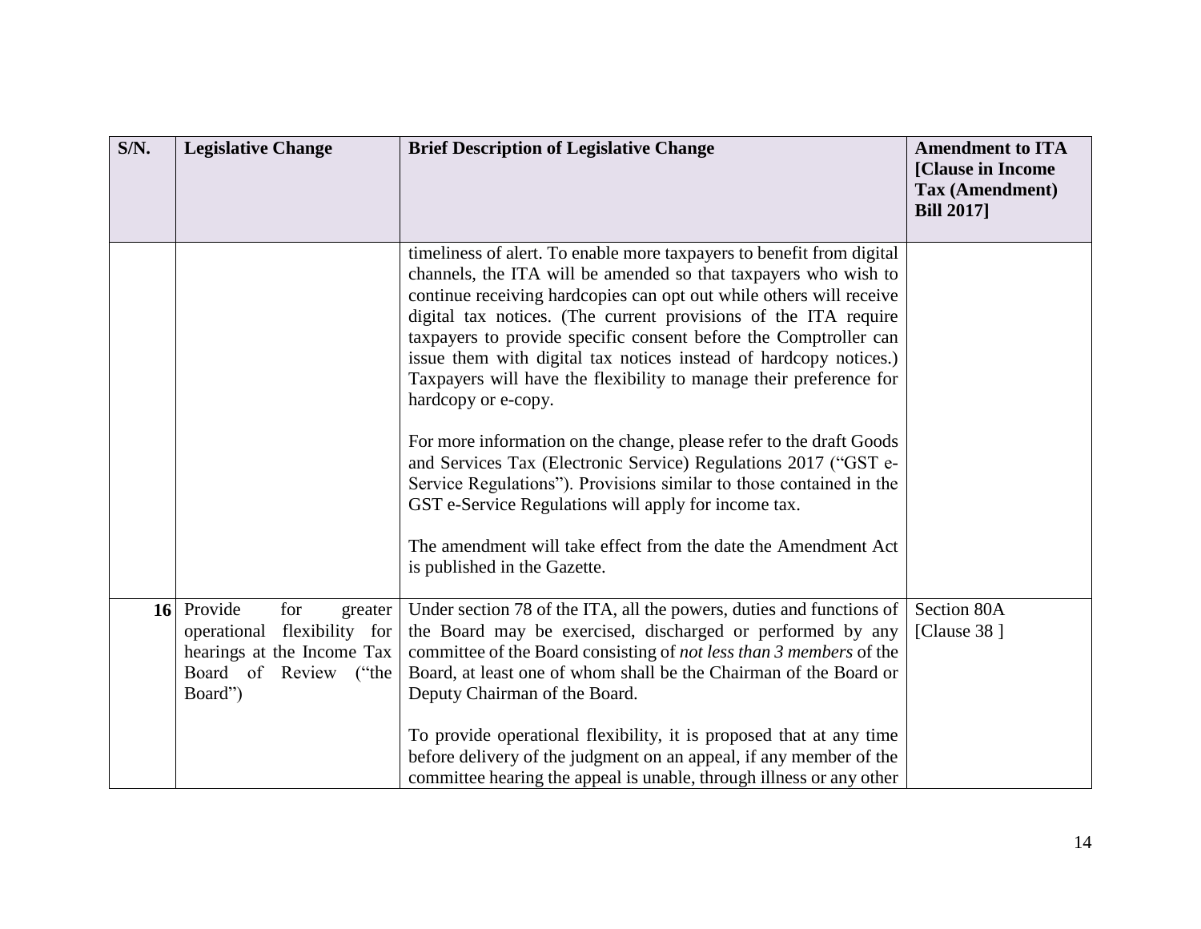| S/N. | Legislative Change | Brief Description of Legislative Change | Amendment to ITA [Clause in Income Tax (Amendment) Bill 2017] |
|---|---|---|---|
| | | timeliness of alert. To enable more taxpayers to benefit from digital channels, the ITA will be amended so that taxpayers who wish to continue receiving hardcopies can opt out while others will receive digital tax notices. (The current provisions of the ITA require taxpayers to provide specific consent before the Comptroller can issue them with digital tax notices instead of hardcopy notices.) Taxpayers will have the flexibility to manage their preference for hardcopy or e-copy.<br><br>For more information on the change, please refer to the draft Goods and Services Tax (Electronic Service) Regulations 2017 ("GST e-Service Regulations"). Provisions similar to those contained in the GST e-Service Regulations will apply for income tax.<br><br>The amendment will take effect from the date the Amendment Act is published in the Gazette. | |
| **16** | Provide for greater operational flexibility for hearings at the Income Tax Board of Review ("the Board") | Under section 78 of the ITA, all the powers, duties and functions of the Board may be exercised, discharged or performed by any committee of the Board consisting of *not less than 3 members* of the Board, at least one of whom shall be the Chairman of the Board or Deputy Chairman of the Board.<br><br>To provide operational flexibility, it is proposed that at any time before delivery of the judgment on an appeal, if any member of the committee hearing the appeal is unable, through illness or any other | Section 80A [Clause 38 ] |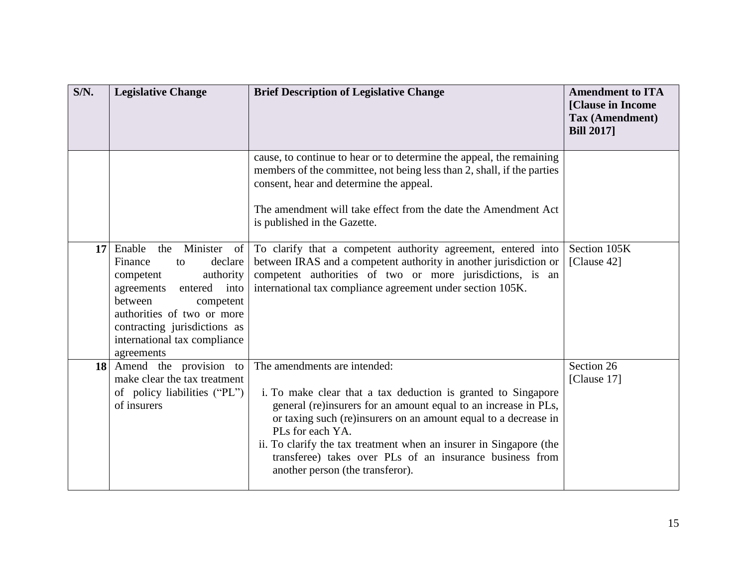| S/N. | Legislative Change | Brief Description of Legislative Change | Amendment to ITA [Clause in Income Tax (Amendment) Bill 2017] |
|---|---|---|---|
| | | cause, to continue to hear or to determine the appeal, the remaining members of the committee, not being less than 2, shall, if the parties consent, hear and determine the appeal.<br><br>The amendment will take effect from the date the Amendment Act is published in the Gazette. | |
| 17 | Enable the Minister of Finance to declare competent authority agreements entered into between competent authorities of two or more contracting jurisdictions as international tax compliance agreements | To clarify that a competent authority agreement, entered into between IRAS and a competent authority in another jurisdiction or competent authorities of two or more jurisdictions, is an international tax compliance agreement under section 105K. | Section 105K [Clause 42] |
| 18 | Amend the provision to make clear the tax treatment of policy liabilities ("PL") of insurers | The amendments are intended:<br><br>i. To make clear that a tax deduction is granted to Singapore general (re)insurers for an amount equal to an increase in PLs, or taxing such (re)insurers on an amount equal to a decrease in PLs for each YA.<br>ii. To clarify the tax treatment when an insurer in Singapore (the transferee) takes over PLs of an insurance business from another person (the transferor). | Section 26 [Clause 17] |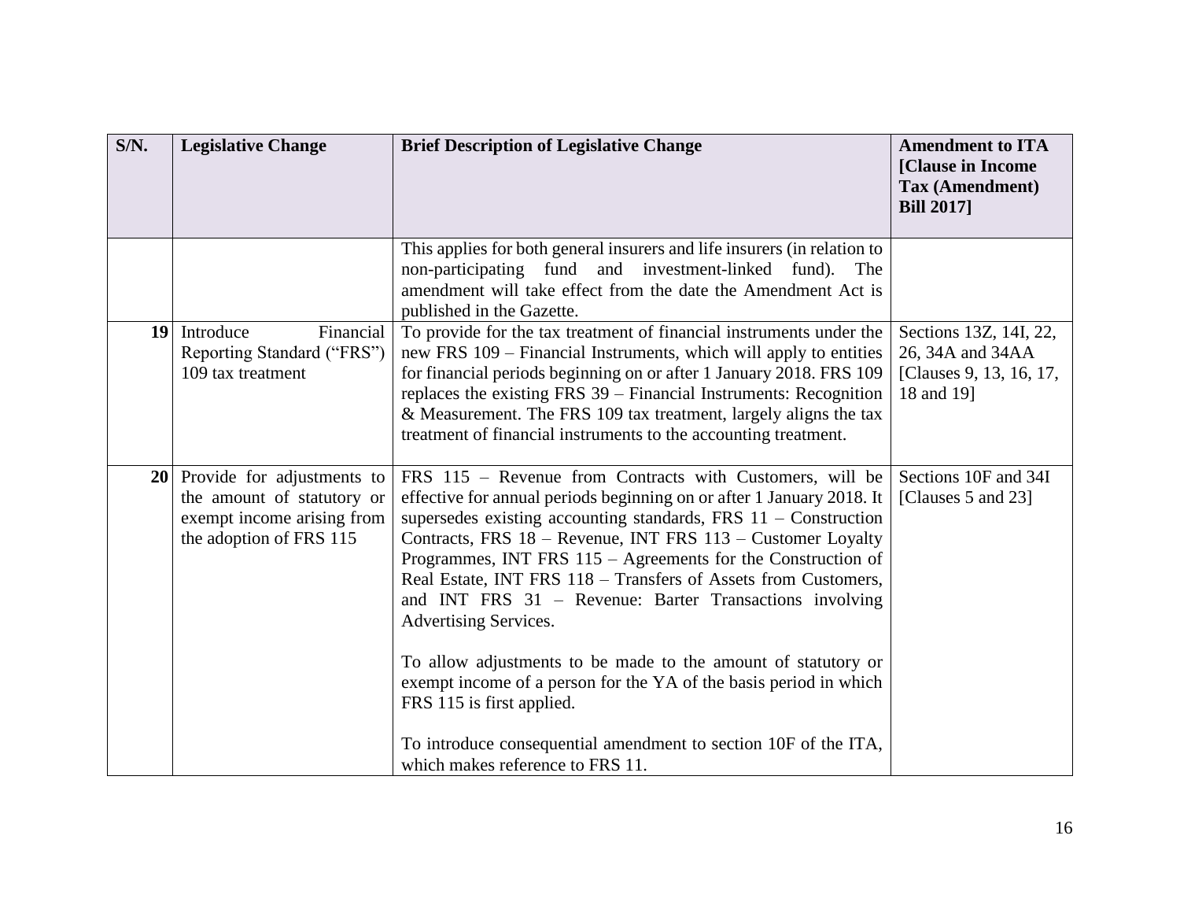| S/N. | Legislative Change | Brief Description of Legislative Change | Amendment to ITA [Clause in Income Tax (Amendment) Bill 2017] |
|---|---|---|---|
| | | This applies for both general insurers and life insurers (in relation to non-participating fund and investment-linked fund). The amendment will take effect from the date the Amendment Act is published in the Gazette. | |
| 19 | Introduce Financial Reporting Standard ("FRS") 109 tax treatment | To provide for the tax treatment of financial instruments under the new FRS 109 – Financial Instruments, which will apply to entities for financial periods beginning on or after 1 January 2018. FRS 109 replaces the existing FRS 39 – Financial Instruments: Recognition & Measurement. The FRS 109 tax treatment, largely aligns the tax treatment of financial instruments to the accounting treatment. | Sections 13Z, 14I, 22, 26, 34A and 34AA [Clauses 9, 13, 16, 17, 18 and 19] |
| 20 | Provide for adjustments to the amount of statutory or exempt income arising from the adoption of FRS 115 | FRS 115 – Revenue from Contracts with Customers, will be effective for annual periods beginning on or after 1 January 2018. It supersedes existing accounting standards, FRS 11 – Construction Contracts, FRS 18 – Revenue, INT FRS 113 – Customer Loyalty Programmes, INT FRS 115 – Agreements for the Construction of Real Estate, INT FRS 118 – Transfers of Assets from Customers, and INT FRS 31 – Revenue: Barter Transactions involving Advertising Services.<br><br>To allow adjustments to be made to the amount of statutory or exempt income of a person for the YA of the basis period in which FRS 115 is first applied.<br><br>To introduce consequential amendment to section 10F of the ITA, which makes reference to FRS 11. | Sections 10F and 34I [Clauses 5 and 23] |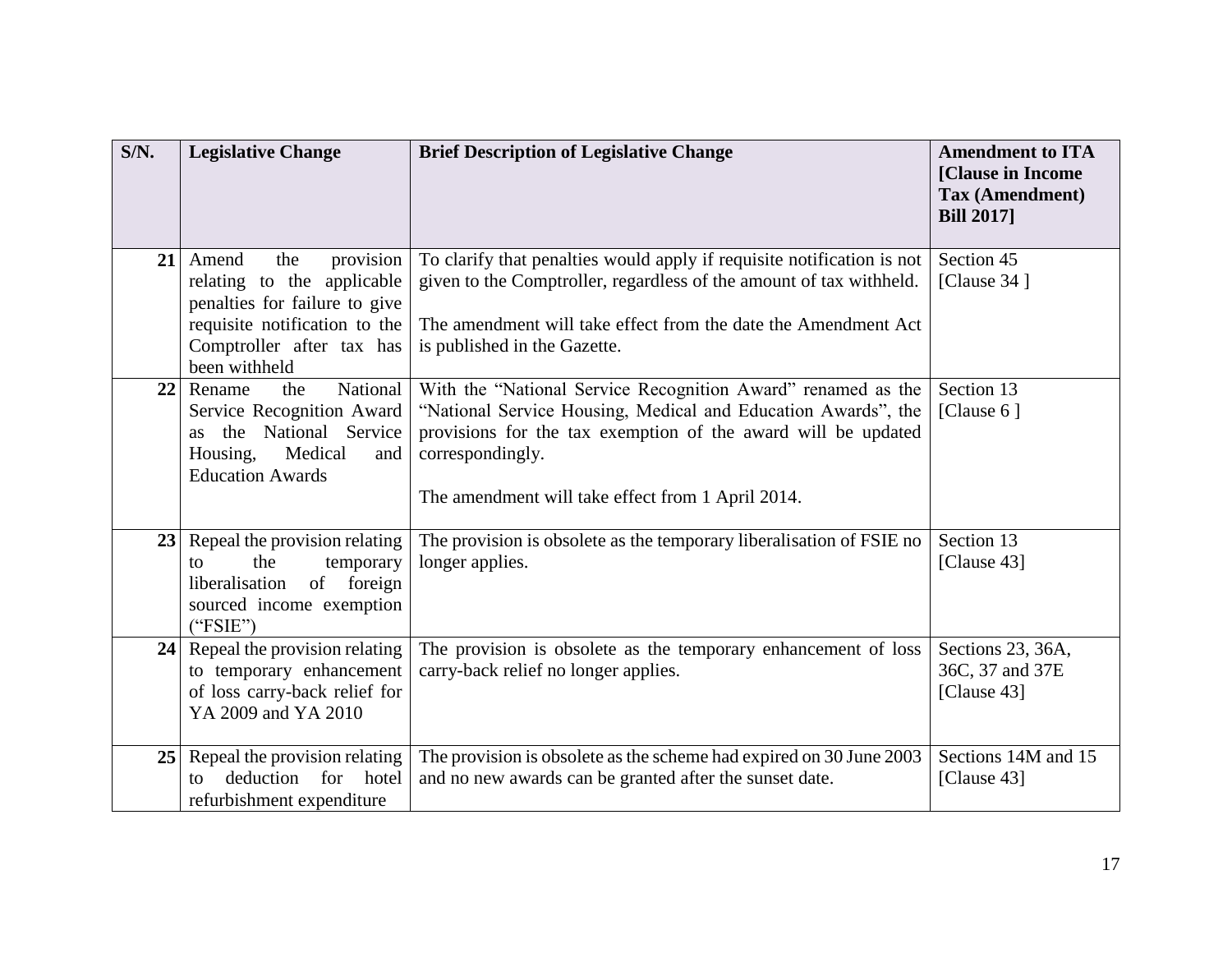| S/N. | Legislative Change | Brief Description of Legislative Change | Amendment to ITA [Clause in Income Tax (Amendment) Bill 2017] |
|---|---|---|---|
| 21 | Amend the provision relating to the applicable penalties for failure to give requisite notification to the Comptroller after tax has been withheld | To clarify that penalties would apply if requisite notification is not given to the Comptroller, regardless of the amount of tax withheld.<br><br>The amendment will take effect from the date the Amendment Act is published in the Gazette. | Section 45<br>[Clause 34 ] |
| 22 | Rename the National Service Recognition Award as the National Service Housing, Medical and Education Awards | With the "National Service Recognition Award" renamed as the "National Service Housing, Medical and Education Awards", the provisions for the tax exemption of the award will be updated correspondingly.<br><br>The amendment will take effect from 1 April 2014. | Section 13<br>[Clause 6 ] |
| 23 | Repeal the provision relating to the temporary liberalisation of foreign sourced income exemption ("FSIE") | The provision is obsolete as the temporary liberalisation of FSIE no longer applies. | Section 13<br>[Clause 43] |
| 24 | Repeal the provision relating to temporary enhancement of loss carry-back relief for YA 2009 and YA 2010 | The provision is obsolete as the temporary enhancement of loss carry-back relief no longer applies. | Sections 23, 36A, 36C, 37 and 37E<br>[Clause 43] |
| 25 | Repeal the provision relating to deduction for hotel refurbishment expenditure | The provision is obsolete as the scheme had expired on 30 June 2003 and no new awards can be granted after the sunset date. | Sections 14M and 15<br>[Clause 43] |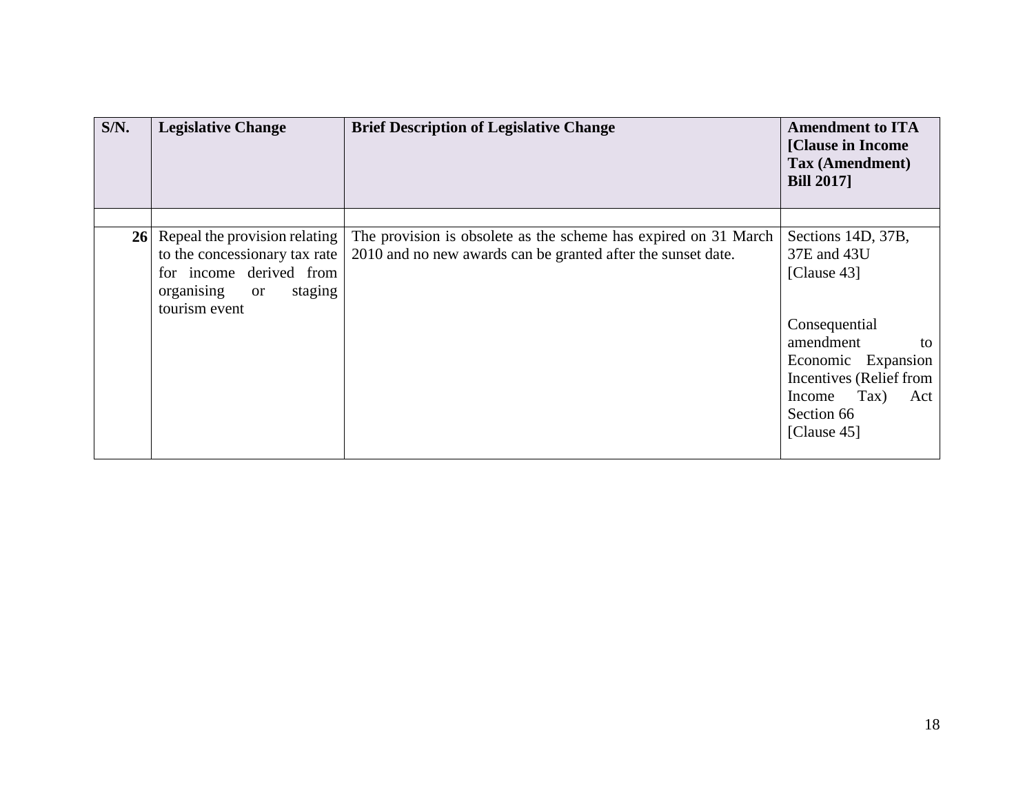| S/N. | Legislative Change | Brief Description of Legislative Change | Amendment to ITA [Clause in Income Tax (Amendment) Bill 2017] |
|---|---|---|---|
| | | | |
| **26** | Repeal the provision relating to the concessionary tax rate for income derived from organising or staging tourism event | The provision is obsolete as the scheme has expired on 31 March 2010 and no new awards can be granted after the sunset date. | Sections 14D, 37B, 37E and 43U [Clause 43]<br><br>Consequential amendment to Economic Expansion Incentives (Relief from Income Tax) Act Section 66 [Clause 45] |